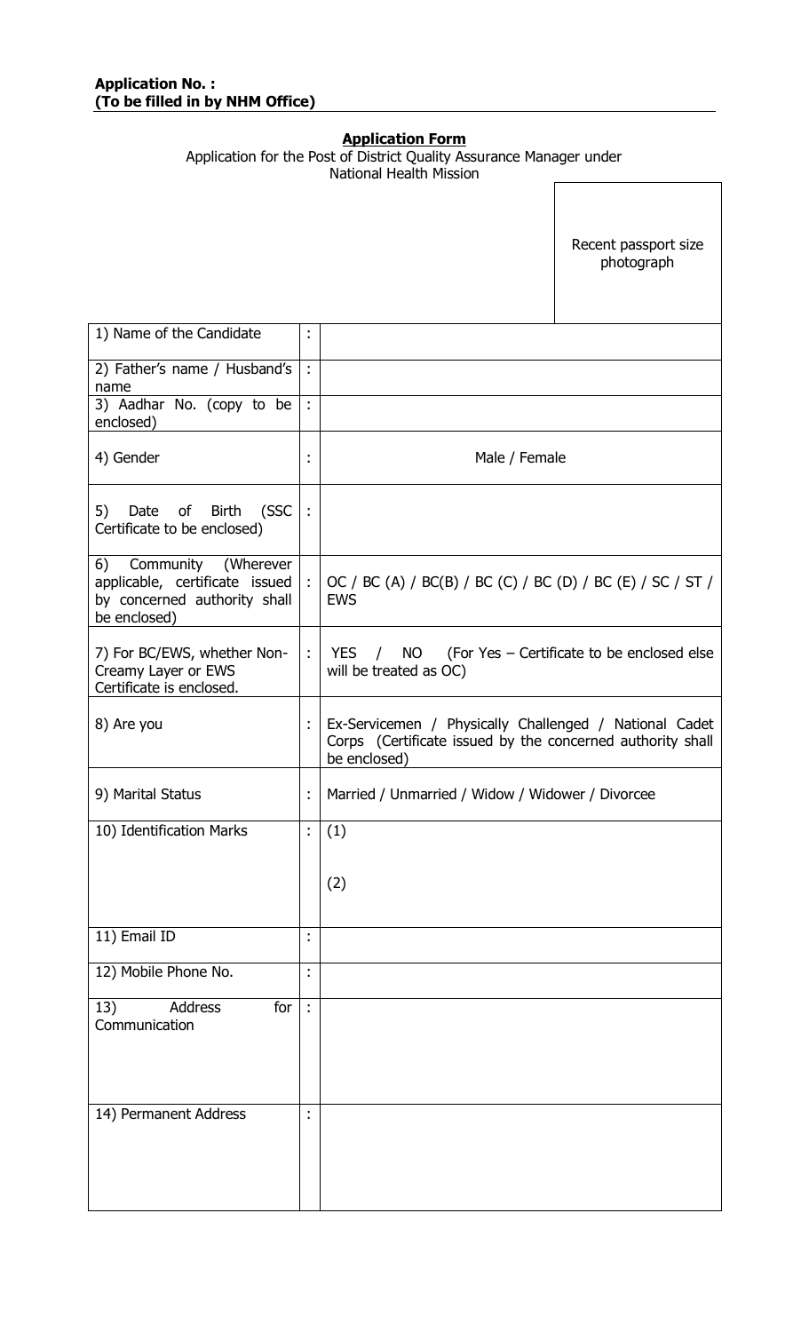**Application No. :**
**(To be filled in by NHM Office)**

## Application Form

Application for the Post of District Quality Assurance Manager under National Health Mission

| Recent passport size photograph |
|---|

| | | |
|---|---|---|
| 1) Name of the Candidate | : | |
| 2) Father's name / Husband's name | : | |
| 3) Aadhar No. (copy to be enclosed) | : | |
| 4) Gender | : | Male / Female |
| 5) Date of Birth (SSC Certificate to be enclosed) | : | |
| 6) Community (Wherever applicable, certificate issued by concerned authority shall be enclosed) | : | OC / BC (A) / BC(B) / BC (C) / BC (D) / BC (E) / SC / ST / EWS |
| 7) For BC/EWS, whether Non-Creamy Layer or EWS Certificate is enclosed. | : | YES / NO (For Yes – Certificate to be enclosed else will be treated as OC) |
| 8) Are you | : | Ex-Servicemen / Physically Challenged / National Cadet Corps (Certificate issued by the concerned authority shall be enclosed) |
| 9) Marital Status | : | Married / Unmarried / Widow / Widower / Divorcee |
| 10) Identification Marks | : | (1)<br><br>(2) |
| 11) Email ID | : | |
| 12) Mobile Phone No. | : | |
| 13) Address for Communication | : | |
| 14) Permanent Address | : | |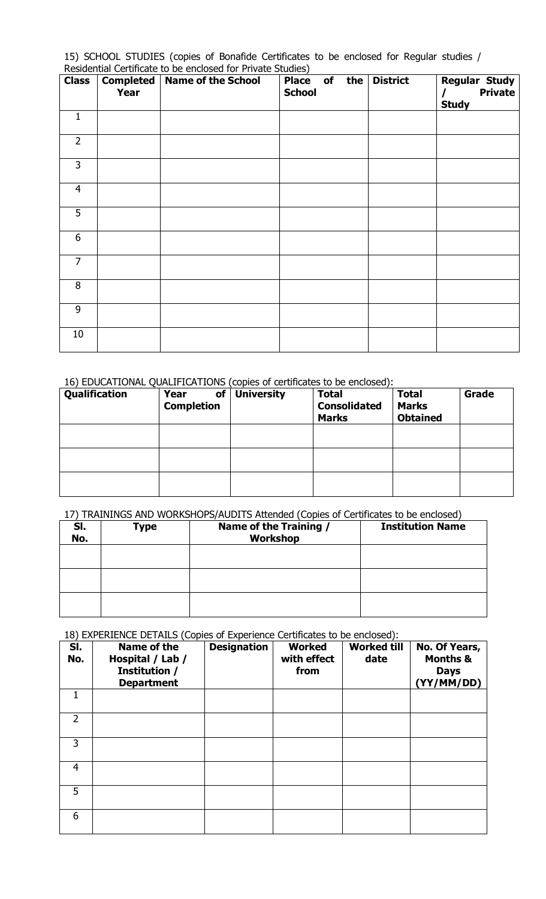15) SCHOOL STUDIES (copies of Bonafide Certificates to be enclosed for Regular studies / Residential Certificate to be enclosed for Private Studies)

| Class | Completed Year | Name of the School | Place of the School | District | Regular Study / Private Study |
|---|---|---|---|---|---|
| 1 | | | | | |
| 2 | | | | | |
| 3 | | | | | |
| 4 | | | | | |
| 5 | | | | | |
| 6 | | | | | |
| 7 | | | | | |
| 8 | | | | | |
| 9 | | | | | |
| 10 | | | | | |

16) EDUCATIONAL QUALIFICATIONS (copies of certificates to be enclosed):

| Qualification | Year of Completion | University | Total Consolidated Marks | Total Marks Obtained | Grade |
|---|---|---|---|---|---|
| | | | | | |
| | | | | | |
| | | | | | |

17) TRAININGS AND WORKSHOPS/AUDITS Attended (Copies of Certificates to be enclosed)

| Sl. No. | Type | Name of the Training / Workshop | Institution Name |
|---|---|---|---|
| | | | |
| | | | |
| | | | |

18) EXPERIENCE DETAILS (Copies of Experience Certificates to be enclosed):

| Sl. No. | Name of the Hospital / Lab / Institution / Department | Designation | Worked with effect from | Worked till date | No. Of Years, Months & Days (YY/MM/DD) |
|---|---|---|---|---|---|
| 1 | | | | | |
| 2 | | | | | |
| 3 | | | | | |
| 4 | | | | | |
| 5 | | | | | |
| 6 | | | | | |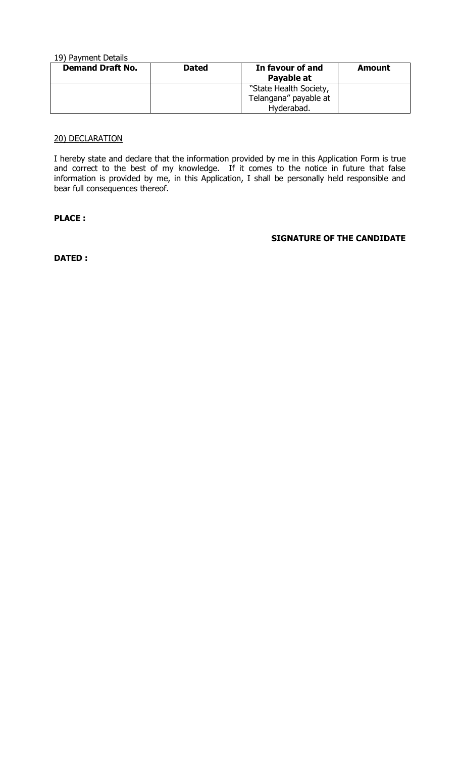19) Payment Details

| Demand Draft No. | Dated | In favour of and Payable at | Amount |
|---|---|---|---|
| | | "State Health Society, Telangana" payable at Hyderabad. | |

20) DECLARATION

I hereby state and declare that the information provided by me in this Application Form is true and correct to the best of my knowledge. If it comes to the notice in future that false information is provided by me, in this Application, I shall be personally held responsible and bear full consequences thereof.

**PLACE :**

**SIGNATURE OF THE CANDIDATE**

**DATED :**